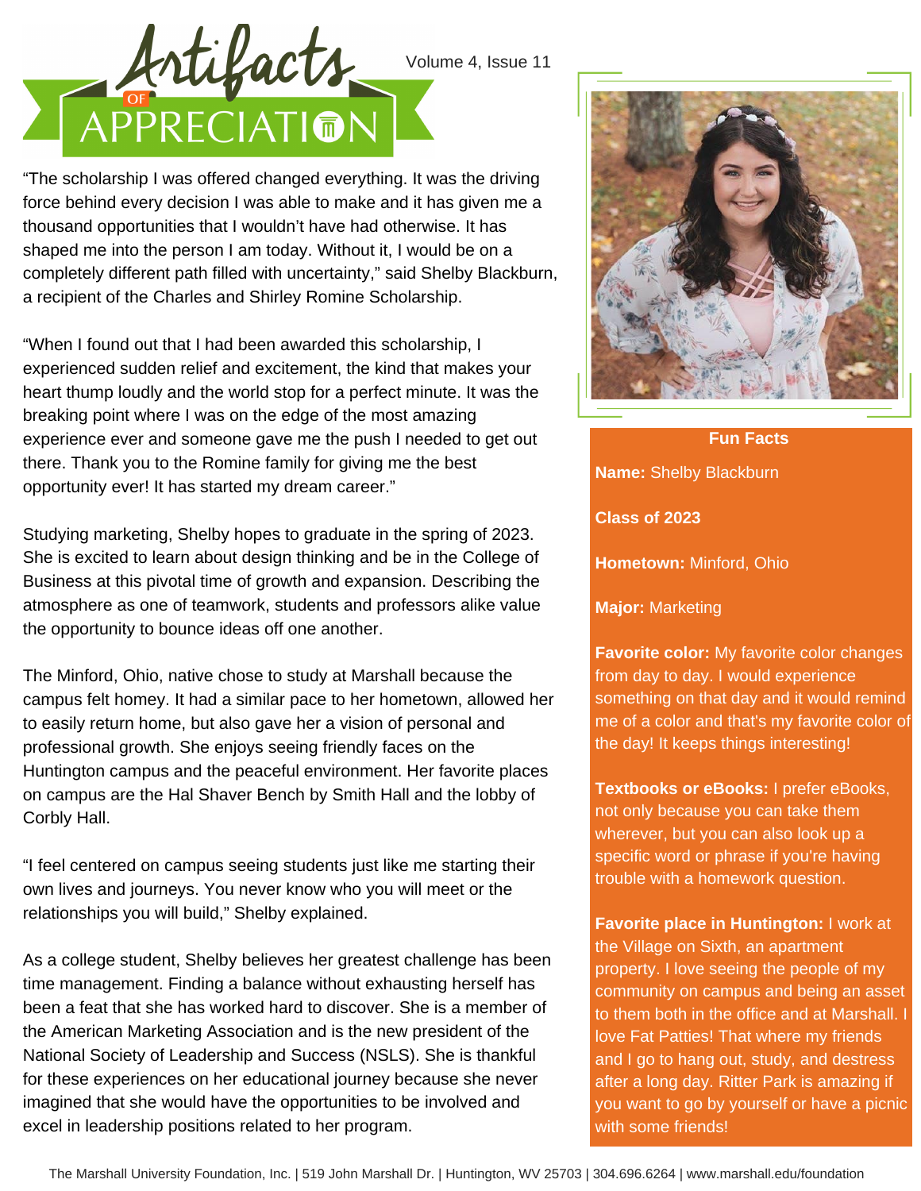# Artifacts of Appreciation

"The scholarship I was offered changed everything. It was the driving force behind every decision I was able to make and it has given me a thousand opportunities that I wouldn't have had otherwise. It has shaped me into the person I am today. Without it, I would be on a completely different path filled with uncertainty," said Shelby Blackburn, a recipient of the Charles and Shirley Romine Scholarship.

"When I found out that I had been awarded this scholarship, I experienced sudden relief and excitement, the kind that makes your heart thump loudly and the world stop for a perfect minute. It was the breaking point where I was on the edge of the most amazing experience ever and someone gave me the push I needed to get out there. Thank you to the Romine family for giving me the best opportunity ever! It has started my dream career."

Studying marketing, Shelby hopes to graduate in the spring of 2023. She is excited to learn about design thinking and be in the College of Business at this pivotal time of growth and expansion. Describing the atmosphere as one of teamwork, students and professors alike value the opportunity to bounce ideas off one another.

The Minford, Ohio, native chose to study at Marshall because the campus felt homey. It had a similar pace to her hometown, allowed her to easily return home, but also gave her a vision of personal and professional growth. She enjoys seeing friendly faces on the Huntington campus and the peaceful environment. Her favorite places on campus are the Hal Shaver Bench by Smith Hall and the lobby of Corbly Hall.

"I feel centered on campus seeing students just like me starting their own lives and journeys. You never know who you will meet or the relationships you will build," Shelby explained.

As a college student, Shelby believes her greatest challenge has been time management. Finding a balance without exhausting herself has been a feat that she has worked hard to discover. She is a member of the American Marketing Association and is the new president of the National Society of Leadership and Success (NSLS). She is thankful for these experiences on her educational journey because she never imagined that she would have the opportunities to be involved and excel in leadership positions related to her program.

## Fun Facts

**Name:** Shelby Blackburn

**Class of 2023**

**Hometown:** Minford, Ohio

**Major:** Marketing

**Favorite color:** My favorite color changes from day to day. I would experience something on that day and it would remind me of a color and that's my favorite color of the day! It keeps things interesting!

**Textbooks or eBooks:** I prefer eBooks, not only because you can take them wherever, but you can also look up a specific word or phrase if you're having trouble with a homework question.

**Favorite place in Huntington:** I work at the Village on Sixth, an apartment property. I love seeing the people of my community on campus and being an asset to them both in the office and at Marshall. I love Fat Patties! That where my friends and I go to hang out, study, and destress after a long day. Ritter Park is amazing if you want to go by yourself or have a picnic with some friends!

The Marshall University Foundation, Inc. | 519 John Marshall Dr. | Huntington, WV 25703 | 304.696.6264 | www.marshall.edu/foundation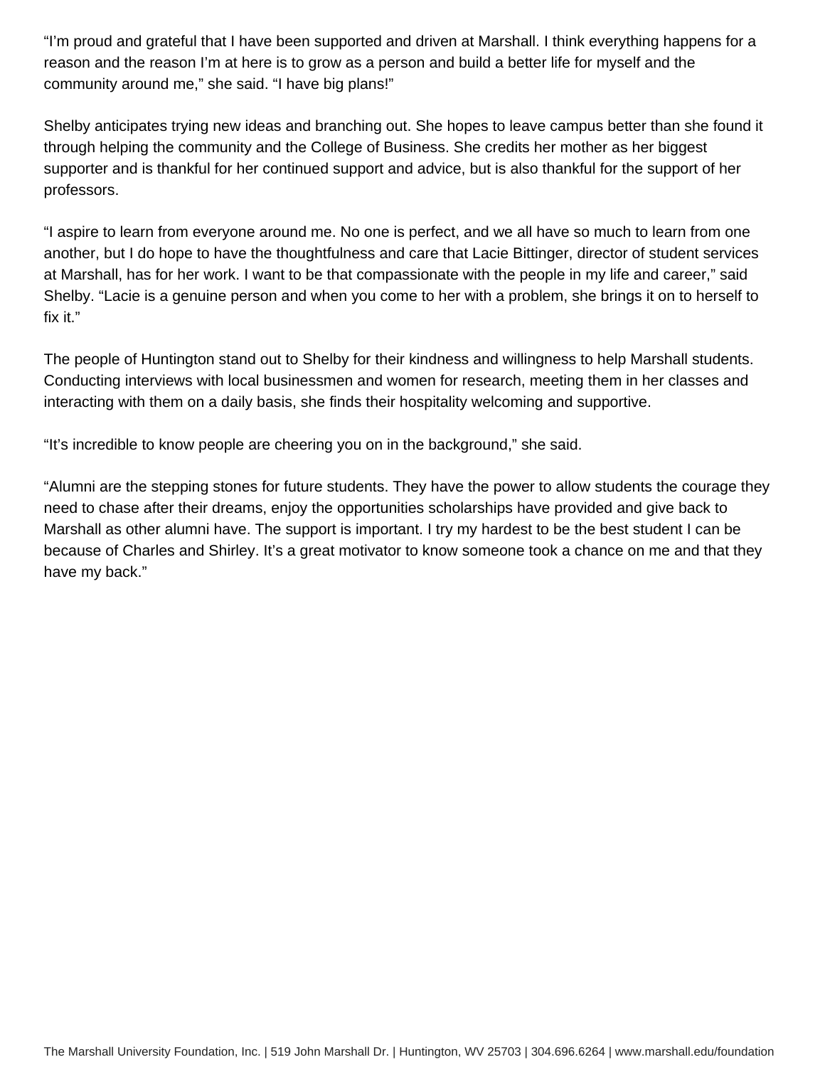"I'm proud and grateful that I have been supported and driven at Marshall. I think everything happens for a reason and the reason I'm at here is to grow as a person and build a better life for myself and the community around me," she said. "I have big plans!"

Shelby anticipates trying new ideas and branching out. She hopes to leave campus better than she found it through helping the community and the College of Business. She credits her mother as her biggest supporter and is thankful for her continued support and advice, but is also thankful for the support of her professors.

"I aspire to learn from everyone around me. No one is perfect, and we all have so much to learn from one another, but I do hope to have the thoughtfulness and care that Lacie Bittinger, director of student services at Marshall, has for her work. I want to be that compassionate with the people in my life and career," said Shelby. "Lacie is a genuine person and when you come to her with a problem, she brings it on to herself to fix it."

The people of Huntington stand out to Shelby for their kindness and willingness to help Marshall students. Conducting interviews with local businessmen and women for research, meeting them in her classes and interacting with them on a daily basis, she finds their hospitality welcoming and supportive.

"It's incredible to know people are cheering you on in the background," she said.

"Alumni are the stepping stones for future students. They have the power to allow students the courage they need to chase after their dreams, enjoy the opportunities scholarships have provided and give back to Marshall as other alumni have. The support is important. I try my hardest to be the best student I can be because of Charles and Shirley. It's a great motivator to know someone took a chance on me and that they have my back."